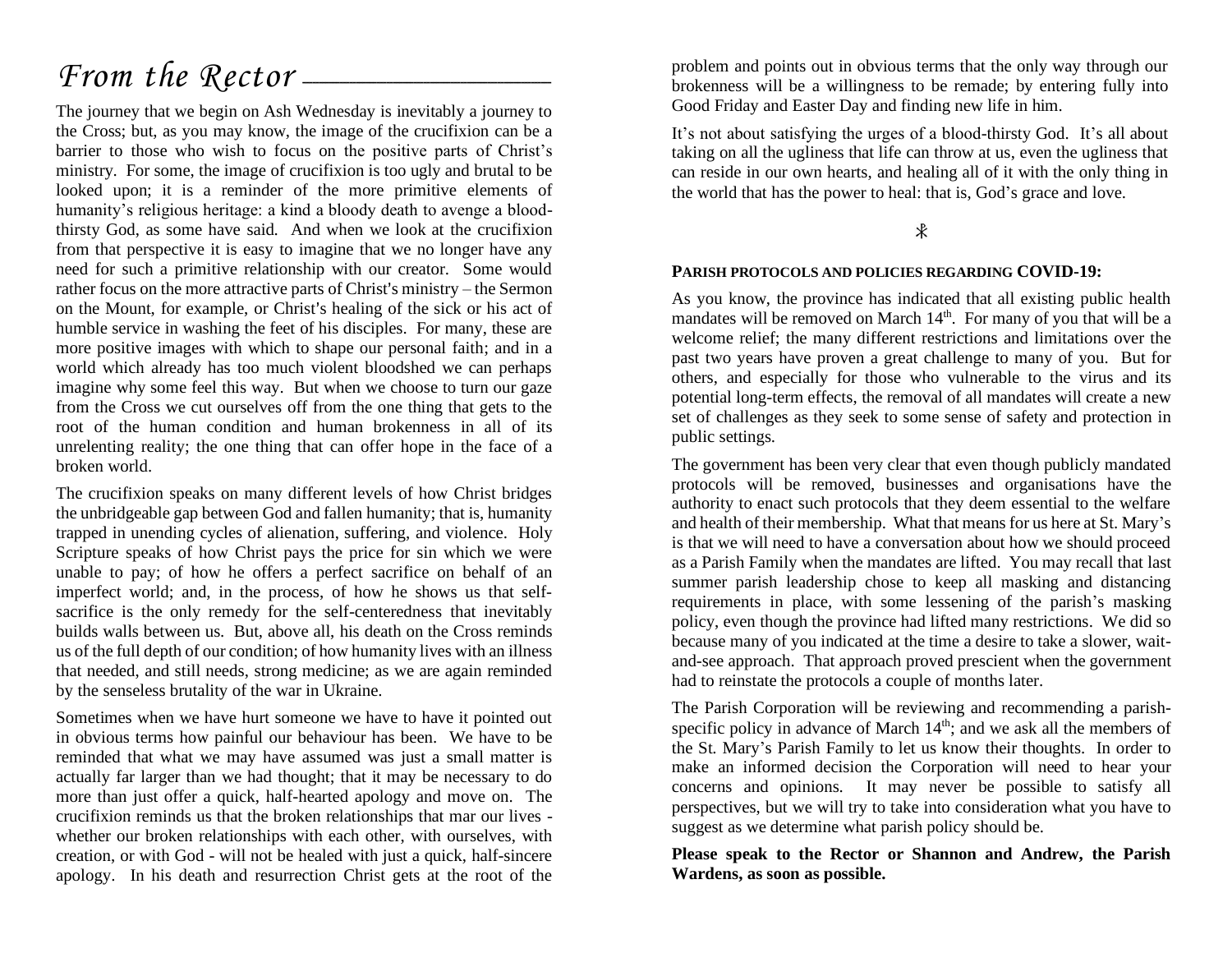# *From the Rector*

The journey that we begin on Ash Wednesday is inevitably a journey to the Cross; but, as you may know, the image of the crucifixion can be a barrier to those who wish to focus on the positive parts of Christ's ministry. For some, the image of crucifixion is too ugly and brutal to be looked upon; it is a reminder of the more primitive elements of humanity's religious heritage: a kind a bloody death to avenge a blood-thirsty God, as some have said. And when we look at the crucifixion from that perspective it is easy to imagine that we no longer have any need for such a primitive relationship with our creator. Some would rather focus on the more attractive parts of Christ's ministry – the Sermon on the Mount, for example, or Christ's healing of the sick or his act of humble service in washing the feet of his disciples. For many, these are more positive images with which to shape our personal faith; and in a world which already has too much violent bloodshed we can perhaps imagine why some feel this way. But when we choose to turn our gaze from the Cross we cut ourselves off from the one thing that gets to the root of the human condition and human brokenness in all of its unrelenting reality; the one thing that can offer hope in the face of a broken world.

The crucifixion speaks on many different levels of how Christ bridges the unbridgeable gap between God and fallen humanity; that is, humanity trapped in unending cycles of alienation, suffering, and violence. Holy Scripture speaks of how Christ pays the price for sin which we were unable to pay; of how he offers a perfect sacrifice on behalf of an imperfect world; and, in the process, of how he shows us that self-sacrifice is the only remedy for the self-centeredness that inevitably builds walls between us. But, above all, his death on the Cross reminds us of the full depth of our condition; of how humanity lives with an illness that needed, and still needs, strong medicine; as we are again reminded by the senseless brutality of the war in Ukraine.

Sometimes when we have hurt someone we have to have it pointed out in obvious terms how painful our behaviour has been. We have to be reminded that what we may have assumed was just a small matter is actually far larger than we had thought; that it may be necessary to do more than just offer a quick, half-hearted apology and move on. The crucifixion reminds us that the broken relationships that mar our lives - whether our broken relationships with each other, with ourselves, with creation, or with God - will not be healed with just a quick, half-sincere apology. In his death and resurrection Christ gets at the root of the problem and points out in obvious terms that the only way through our brokenness will be a willingness to be remade; by entering fully into Good Friday and Easter Day and finding new life in him.

It's not about satisfying the urges of a blood-thirsty God. It's all about taking on all the ugliness that life can throw at us, even the ugliness that can reside in our own hearts, and healing all of it with the only thing in the world that has the power to heal: that is, God's grace and love.

☧

**PARISH PROTOCOLS AND POLICIES REGARDING COVID-19:**

As you know, the province has indicated that all existing public health mandates will be removed on March 14th. For many of you that will be a welcome relief; the many different restrictions and limitations over the past two years have proven a great challenge to many of you. But for others, and especially for those who vulnerable to the virus and its potential long-term effects, the removal of all mandates will create a new set of challenges as they seek to some sense of safety and protection in public settings.

The government has been very clear that even though publicly mandated protocols will be removed, businesses and organisations have the authority to enact such protocols that they deem essential to the welfare and health of their membership. What that means for us here at St. Mary's is that we will need to have a conversation about how we should proceed as a Parish Family when the mandates are lifted. You may recall that last summer parish leadership chose to keep all masking and distancing requirements in place, with some lessening of the parish's masking policy, even though the province had lifted many restrictions. We did so because many of you indicated at the time a desire to take a slower, wait-and-see approach. That approach proved prescient when the government had to reinstate the protocols a couple of months later.

The Parish Corporation will be reviewing and recommending a parish-specific policy in advance of March 14th; and we ask all the members of the St. Mary's Parish Family to let us know their thoughts. In order to make an informed decision the Corporation will need to hear your concerns and opinions. It may never be possible to satisfy all perspectives, but we will try to take into consideration what you have to suggest as we determine what parish policy should be.

**Please speak to the Rector or Shannon and Andrew, the Parish Wardens, as soon as possible.**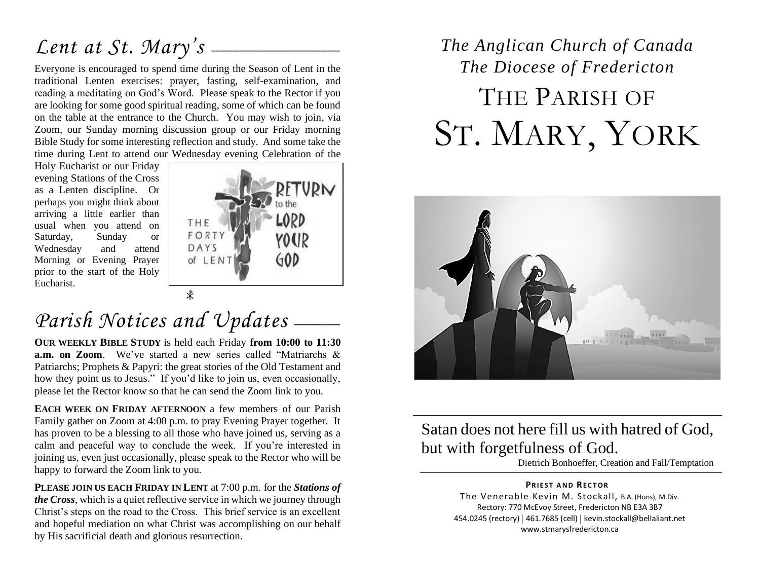# *Lent at St. Mary's*

Everyone is encouraged to spend time during the Season of Lent in the traditional Lenten exercises: prayer, fasting, self-examination, and reading a meditating on God's Word. Please speak to the Rector if you are looking for some good spiritual reading, some of which can be found on the table at the entrance to the Church. You may wish to join, via Zoom, our Sunday morning discussion group or our Friday morning Bible Study for some interesting reflection and study. And some take the time during Lent to attend our Wednesday evening Celebration of the Holy Eucharist or our Friday evening Stations of the Cross as a Lenten discipline. Or perhaps you might think about arriving a little earlier than usual when you attend on Saturday, Sunday or Wednesday and attend Morning or Evening Prayer prior to the start of the Holy Eucharist.

# *Parish Notices and Updates*

**OUR WEEKLY BIBLE STUDY** is held each Friday **from 10:00 to 11:30 a.m. on Zoom**. We've started a new series called "Matriarchs & Patriarchs; Prophets & Papyri: the great stories of the Old Testament and how they point us to Jesus." If you'd like to join us, even occasionally, please let the Rector know so that he can send the Zoom link to you.

**EACH WEEK ON FRIDAY AFTERNOON** a few members of our Parish Family gather on Zoom at 4:00 p.m. to pray Evening Prayer together. It has proven to be a blessing to all those who have joined us, serving as a calm and peaceful way to conclude the week. If you're interested in joining us, even just occasionally, please speak to the Rector who will be happy to forward the Zoom link to you.

**PLEASE JOIN US EACH FRIDAY IN LENT** at 7:00 p.m. for the ***Stations of the Cross***, which is a quiet reflective service in which we journey through Christ's steps on the road to the Cross. This brief service is an excellent and hopeful mediation on what Christ was accomplishing on our behalf by His sacrificial death and glorious resurrection.

*The Anglican Church of Canada*
*The Diocese of Fredericton*

# THE PARISH OF ST. MARY, YORK

Satan does not here fill us with hatred of God, but with forgetfulness of God.

Dietrich Bonhoeffer, Creation and Fall/Temptation

**PRIEST AND RECTOR**

The Venerable Kevin M. Stockall, B.A. (Hons), M.Div.
Rectory: 770 McEvoy Street, Fredericton NB E3A 3B7
454.0245 (rectory) | 461.7685 (cell) | kevin.stockall@bellaliant.net
www.stmarysfredericton.ca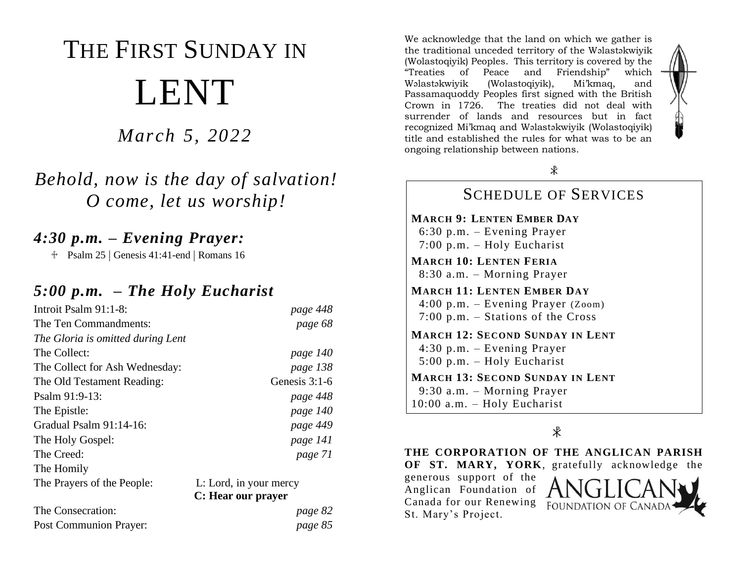# THE FIRST SUNDAY IN

# LENT

*March 5, 2022*

## *Behold, now is the day of salvation! O come, let us worship!*

### *4:30 p.m. – Evening Prayer:*

♰ Psalm 25 | Genesis 41:41-end | Romans 16

### *5:00 p.m. – The Holy Eucharist*

| | |
|---|---|
| Introit Psalm 91:1-8: | *page 448* |
| The Ten Commandments: | *page 68* |
| *The Gloria is omitted during Lent* | |
| The Collect: | *page 140* |
| The Collect for Ash Wednesday: | *page 138* |
| The Old Testament Reading: | Genesis 3:1-6 |
| Psalm 91:9-13: | *page 448* |
| The Epistle: | *page 140* |
| Gradual Psalm 91:14-16: | *page 449* |
| The Holy Gospel: | *page 141* |
| The Creed: | *page 71* |
| The Homily | |
| The Prayers of the People: | L: Lord, in your mercy<br>**C: Hear our prayer** |
| The Consecration: | *page 82* |
| Post Communion Prayer: | *page 85* |

We acknowledge that the land on which we gather is the traditional unceded territory of the Wəlastəkwiyik (Wolastoqiyik) Peoples. This territory is covered by the "Treaties of Peace and Friendship" which Wəlastəkwiyik (Wolastoqiyik), Mi'kmaq, and Passamaquoddy Peoples first signed with the British Crown in 1726. The treaties did not deal with surrender of lands and resources but in fact recognized Mi'kmaq and Wəlastəkwiyik (Wolastoqiyik) title and established the rules for what was to be an ongoing relationship between nations.

⁎

## SCHEDULE OF SERVICES

**MARCH 9: LENTEN EMBER DAY**
6:30 p.m. – Evening Prayer
7:00 p.m. – Holy Eucharist

**MARCH 10: LENTEN FERIA**
8:30 a.m. – Morning Prayer

**MARCH 11: LENTEN EMBER DAY**
4:00 p.m. – Evening Prayer (Zoom)
7:00 p.m. – Stations of the Cross

**MARCH 12: SECOND SUNDAY IN LENT**
4:30 p.m. – Evening Prayer
5:00 p.m. – Holy Eucharist

**MARCH 13: SECOND SUNDAY IN LENT**
9:30 a.m. – Morning Prayer
10:00 a.m. – Holy Eucharist

⁎

**THE CORPORATION OF THE ANGLICAN PARISH OF ST. MARY, YORK**, gratefully acknowledge the generous support of the Anglican Foundation of Canada for our Renewing St. Mary's Project.

ANGLICAN FOUNDATION OF CANADA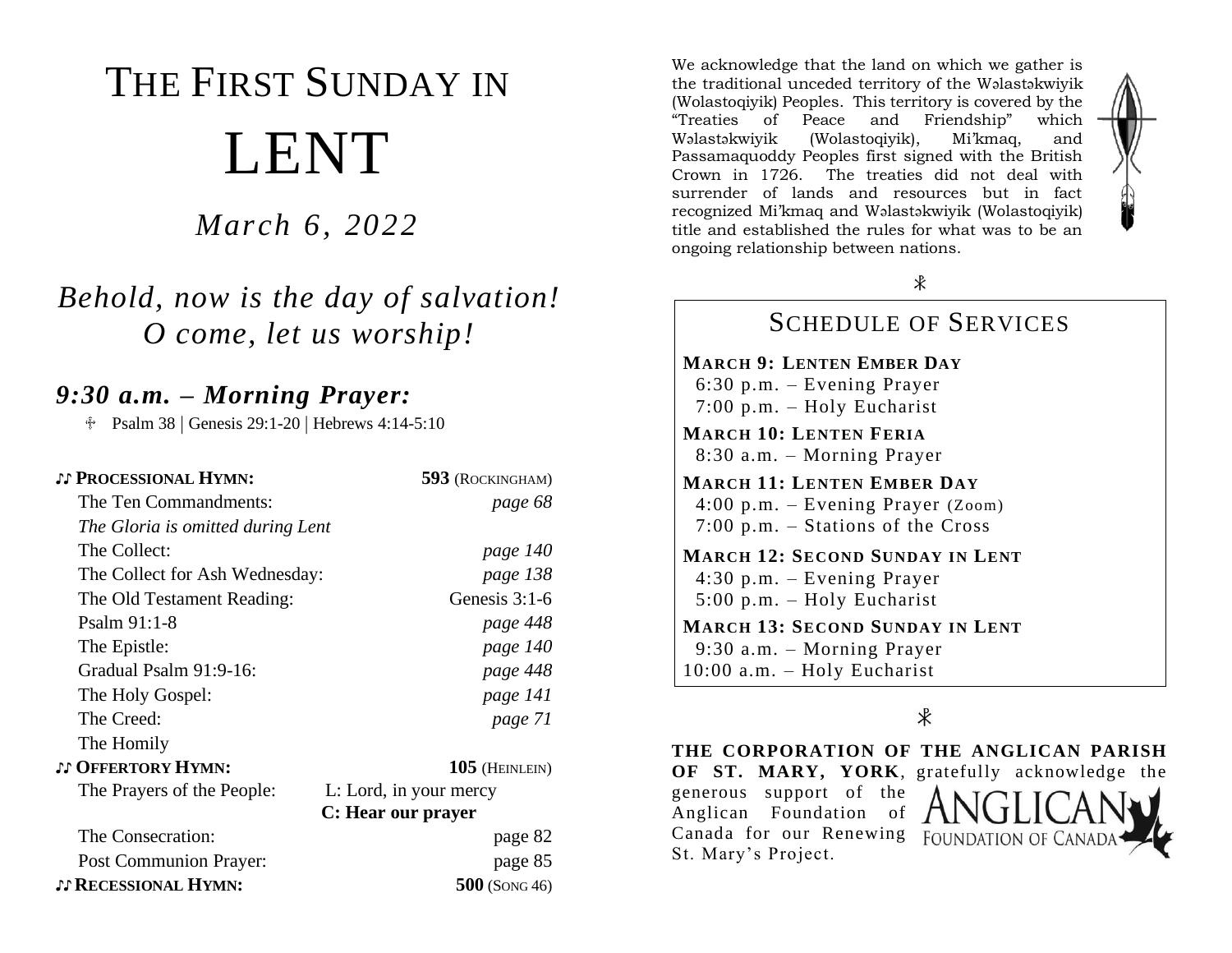# THE FIRST SUNDAY IN LENT

*March 6, 2022*

*Behold, now is the day of salvation!*
*O come, let us worship!*

## *9:30 a.m. – Morning Prayer:*

✝ Psalm 38 | Genesis 29:1-20 | Hebrews 4:14-5:10

| | |
|---|---|
| ♫ **PROCESSIONAL HYMN:** | **593** (ROCKINGHAM) |
| The Ten Commandments: | *page 68* |
| *The Gloria is omitted during Lent* | |
| The Collect: | *page 140* |
| The Collect for Ash Wednesday: | *page 138* |
| The Old Testament Reading: | Genesis 3:1-6 |
| Psalm 91:1-8 | *page 448* |
| The Epistle: | *page 140* |
| Gradual Psalm 91:9-16: | *page 448* |
| The Holy Gospel: | *page 141* |
| The Creed: | *page 71* |
| The Homily | |
| ♫ **OFFERTORY HYMN:** | **105** (HEINLEIN) |
| The Prayers of the People: | L: Lord, in your mercy<br>**C: Hear our prayer** |
| The Consecration: | page 82 |
| Post Communion Prayer: | page 85 |
| ♫ **RECESSIONAL HYMN:** | **500** (SONG 46) |

We acknowledge that the land on which we gather is the traditional unceded territory of the Wəlastəkwiyik (Wolastoqiyik) Peoples. This territory is covered by the "Treaties of Peace and Friendship" which Wəlastəkwiyik (Wolastoqiyik), Mi'kmaq, and Passamaquoddy Peoples first signed with the British Crown in 1726. The treaties did not deal with surrender of lands and resources but in fact recognized Mi'kmaq and Wəlastəkwiyik (Wolastoqiyik) title and established the rules for what was to be an ongoing relationship between nations.

## SCHEDULE OF SERVICES

**MARCH 9: LENTEN EMBER DAY**
6:30 p.m. – Evening Prayer
7:00 p.m. – Holy Eucharist

**MARCH 10: LENTEN FERIA**
8:30 a.m. – Morning Prayer

**MARCH 11: LENTEN EMBER DAY**
4:00 p.m. – Evening Prayer (Zoom)
7:00 p.m. – Stations of the Cross

**MARCH 12: SECOND SUNDAY IN LENT**
4:30 p.m. – Evening Prayer
5:00 p.m. – Holy Eucharist

**MARCH 13: SECOND SUNDAY IN LENT**
9:30 a.m. – Morning Prayer
10:00 a.m. – Holy Eucharist

**THE CORPORATION OF THE ANGLICAN PARISH OF ST. MARY, YORK**, gratefully acknowledge the generous support of the Anglican Foundation of Canada for our Renewing St. Mary's Project.

ANGLICAN FOUNDATION OF CANADA